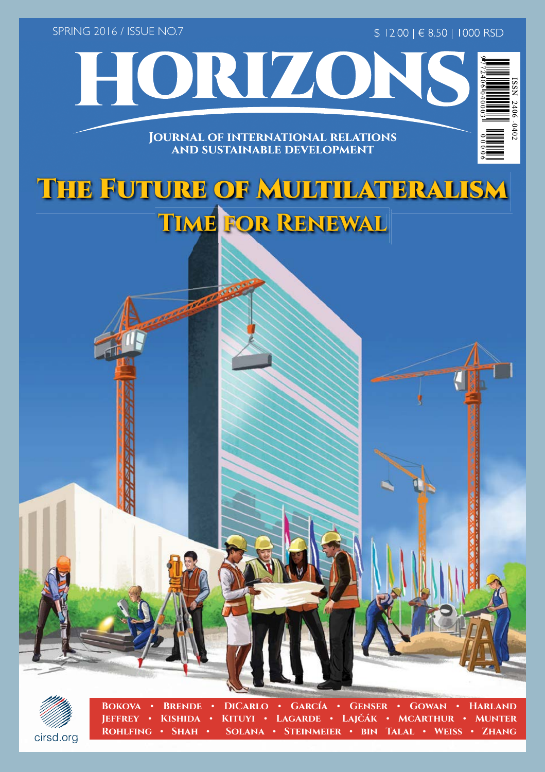SPRING 2016 / ISSUE NO.7

$ 12.00 | € 8.50 | 1000 RSD

# HORIZONS

**JOURNAL OF INTERNATIONAL RELATIONS AND SUSTAINABLE DEVELOPMENT**

ISSN 2406-0402

## The Future of Multilateralism

### Time for Renewal

Bokova • Brende • DiCarlo • García • Genser • Gowan • Harland
Jeffrey • Kishida • Kituyi • Lagarde • Lajčák • McArthur • Munter
Rohlfing • Shah • Solana • Steinmeier • bin Talal • Weiss • Zhang

cirsd.org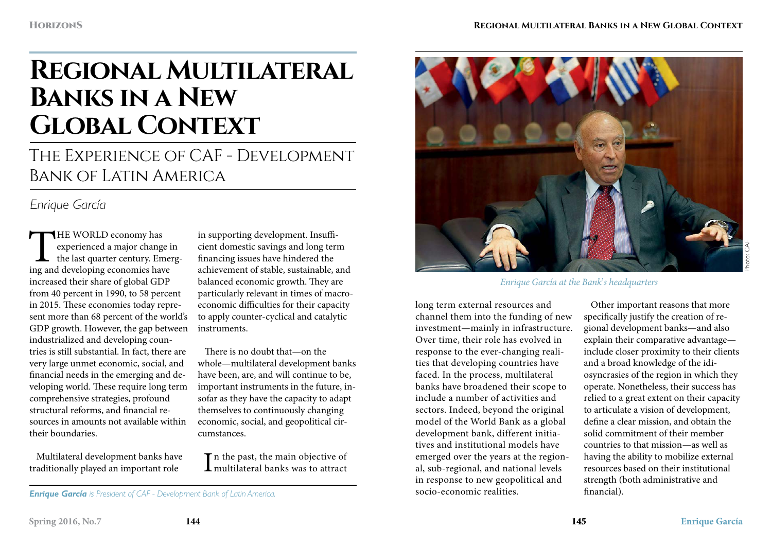# Regional Multilateral Banks in a New Global Context

## The Experience of CAF - Development Bank of Latin America

*Enrique García*

THE WORLD economy has experienced a major change in the last quarter century. Emerging and developing economies have increased their share of global GDP from 40 percent in 1990, to 58 percent in 2015. These economies today represent more than 68 percent of the world's GDP growth. However, the gap between industrialized and developing countries is still substantial. In fact, there are very large unmet economic, social, and financial needs in the emerging and developing world. These require long term comprehensive strategies, profound structural reforms, and financial resources in amounts not available within their boundaries.

Multilateral development banks have traditionally played an important role in supporting development. Insufficient domestic savings and long term financing issues have hindered the achievement of stable, sustainable, and balanced economic growth. They are particularly relevant in times of macroeconomic difficulties for their capacity to apply counter-cyclical and catalytic instruments.

There is no doubt that—on the whole—multilateral development banks have been, are, and will continue to be, important instruments in the future, insofar as they have the capacity to adapt themselves to continuously changing economic, social, and geopolitical circumstances.

In the past, the main objective of multilateral banks was to attract long term external resources and channel them into the funding of new investment—mainly in infrastructure. Over time, their role has evolved in response to the ever-changing realities that developing countries have faced. In the process, multilateral banks have broadened their scope to include a number of activities and sectors. Indeed, beyond the original model of the World Bank as a global development bank, different initiatives and institutional models have emerged over the years at the regional, sub-regional, and national levels in response to new geopolitical and socio-economic realities.

Other important reasons that more specifically justify the creation of regional development banks—and also explain their comparative advantage—include closer proximity to their clients and a broad knowledge of the idiosyncrasies of the region in which they operate. Nonetheless, their success has relied to a great extent on their capacity to articulate a vision of development, define a clear mission, and obtain the solid commitment of their member countries to that mission—as well as having the ability to mobilize external resources based on their institutional strength (both administrative and financial).

*Enrique García at the Bank's headquarters*

Photo: CAF

***Enrique García** is President of CAF - Development Bank of Latin America.*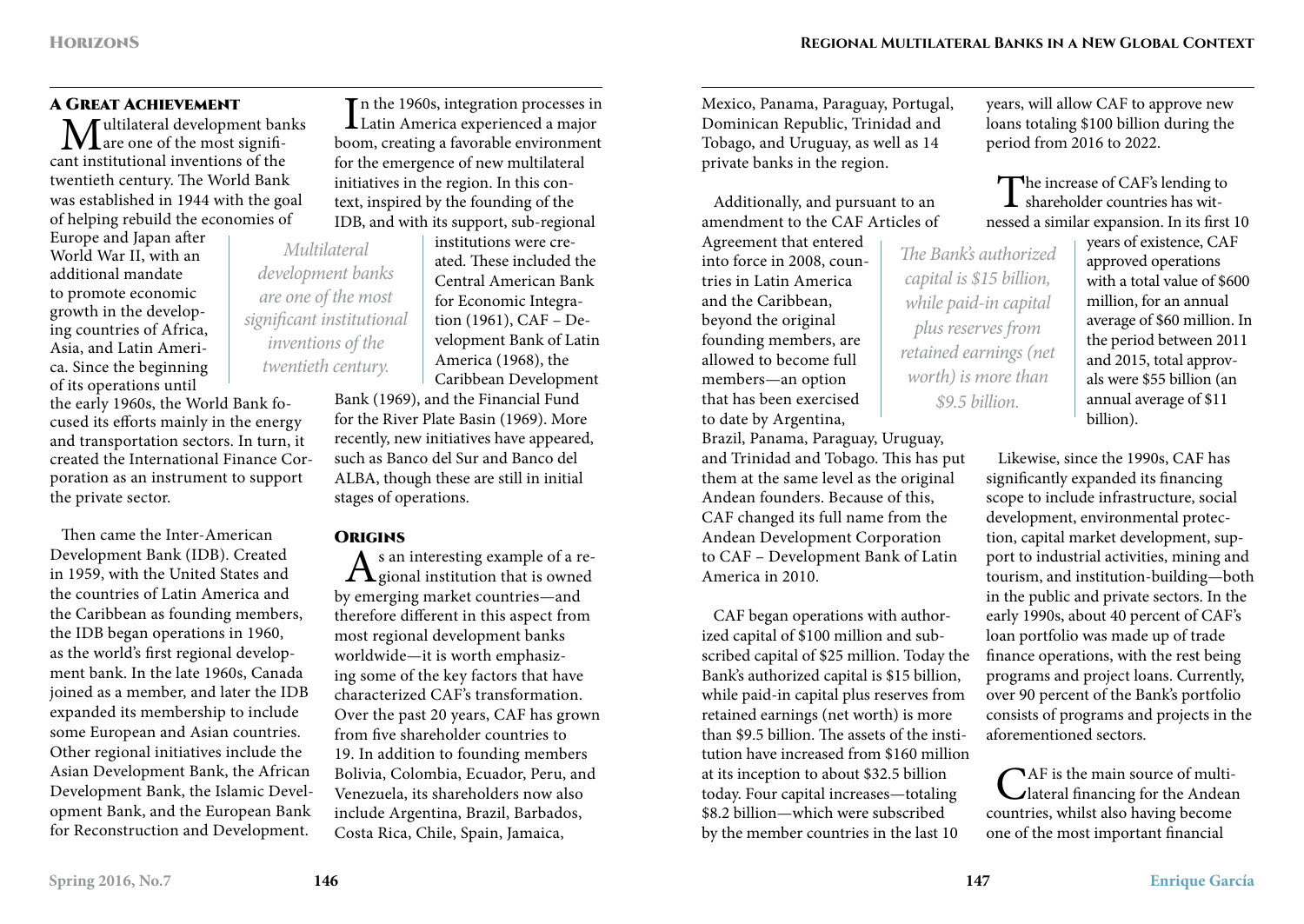## A Great Achievement

Multilateral development banks are one of the most significant institutional inventions of the twentieth century. The World Bank was established in 1944 with the goal of helping rebuild the economies of Europe and Japan after World War II, with an additional mandate to promote economic growth in the developing countries of Africa, Asia, and Latin America. Since the beginning of its operations until the early 1960s, the World Bank focused its efforts mainly in the energy and transportation sectors. In turn, it created the International Finance Corporation as an instrument to support the private sector.

Then came the Inter-American Development Bank (IDB). Created in 1959, with the United States and the countries of Latin America and the Caribbean as founding members, the IDB began operations in 1960, as the world's first regional development bank. In the late 1960s, Canada joined as a member, and later the IDB expanded its membership to include some European and Asian countries. Other regional initiatives include the Asian Development Bank, the African Development Bank, the Islamic Development Bank, and the European Bank for Reconstruction and Development.

In the 1960s, integration processes in Latin America experienced a major boom, creating a favorable environment for the emergence of new multilateral initiatives in the region. In this context, inspired by the founding of the IDB, and with its support, sub-regional institutions were created. These included the Central American Bank for Economic Integration (1961), CAF – Development Bank of Latin America (1968), the Caribbean Development Bank (1969), and the Financial Fund for the River Plate Basin (1969). More recently, new initiatives have appeared, such as Banco del Sur and Banco del ALBA, though these are still in initial stages of operations.

*Multilateral development banks are one of the most significant institutional inventions of the twentieth century.*

## Origins

As an interesting example of a regional institution that is owned by emerging market countries—and therefore different in this aspect from most regional development banks worldwide—it is worth emphasizing some of the key factors that have characterized CAF's transformation. Over the past 20 years, CAF has grown from five shareholder countries to 19. In addition to founding members Bolivia, Colombia, Ecuador, Peru, and Venezuela, its shareholders now also include Argentina, Brazil, Barbados, Costa Rica, Chile, Spain, Jamaica, Mexico, Panama, Paraguay, Portugal, Dominican Republic, Trinidad and Tobago, and Uruguay, as well as 14 private banks in the region.

Additionally, and pursuant to an amendment to the CAF Articles of Agreement that entered into force in 2008, countries in Latin America and the Caribbean, beyond the original founding members, are allowed to become full members—an option that has been exercised to date by Argentina, Brazil, Panama, Paraguay, Uruguay, and Trinidad and Tobago. This has put them at the same level as the original Andean founders. Because of this, CAF changed its full name from the Andean Development Corporation to CAF – Development Bank of Latin America in 2010.

CAF began operations with authorized capital of $100 million and subscribed capital of $25 million. Today the Bank's authorized capital is $15 billion, while paid-in capital plus reserves from retained earnings (net worth) is more than $9.5 billion. The assets of the institution have increased from $160 million at its inception to about $32.5 billion today. Four capital increases—totaling $8.2 billion—which were subscribed by the member countries in the last 10 years, will allow CAF to approve new loans totaling $100 billion during the period from 2016 to 2022.

*The Bank's authorized capital is $15 billion, while paid-in capital plus reserves from retained earnings (net worth) is more than $9.5 billion.*

The increase of CAF's lending to shareholder countries has witnessed a similar expansion. In its first 10 years of existence, CAF approved operations with a total value of $600 million, for an annual average of $60 million. In the period between 2011 and 2015, total approvals were $55 billion (an annual average of $11 billion).

Likewise, since the 1990s, CAF has significantly expanded its financing scope to include infrastructure, social development, environmental protection, capital market development, support to industrial activities, mining and tourism, and institution-building—both in the public and private sectors. In the early 1990s, about 40 percent of CAF's loan portfolio was made up of trade finance operations, with the rest being programs and project loans. Currently, over 90 percent of the Bank's portfolio consists of programs and projects in the aforementioned sectors.

CAF is the main source of multilateral financing for the Andean countries, whilst also having become one of the most important financial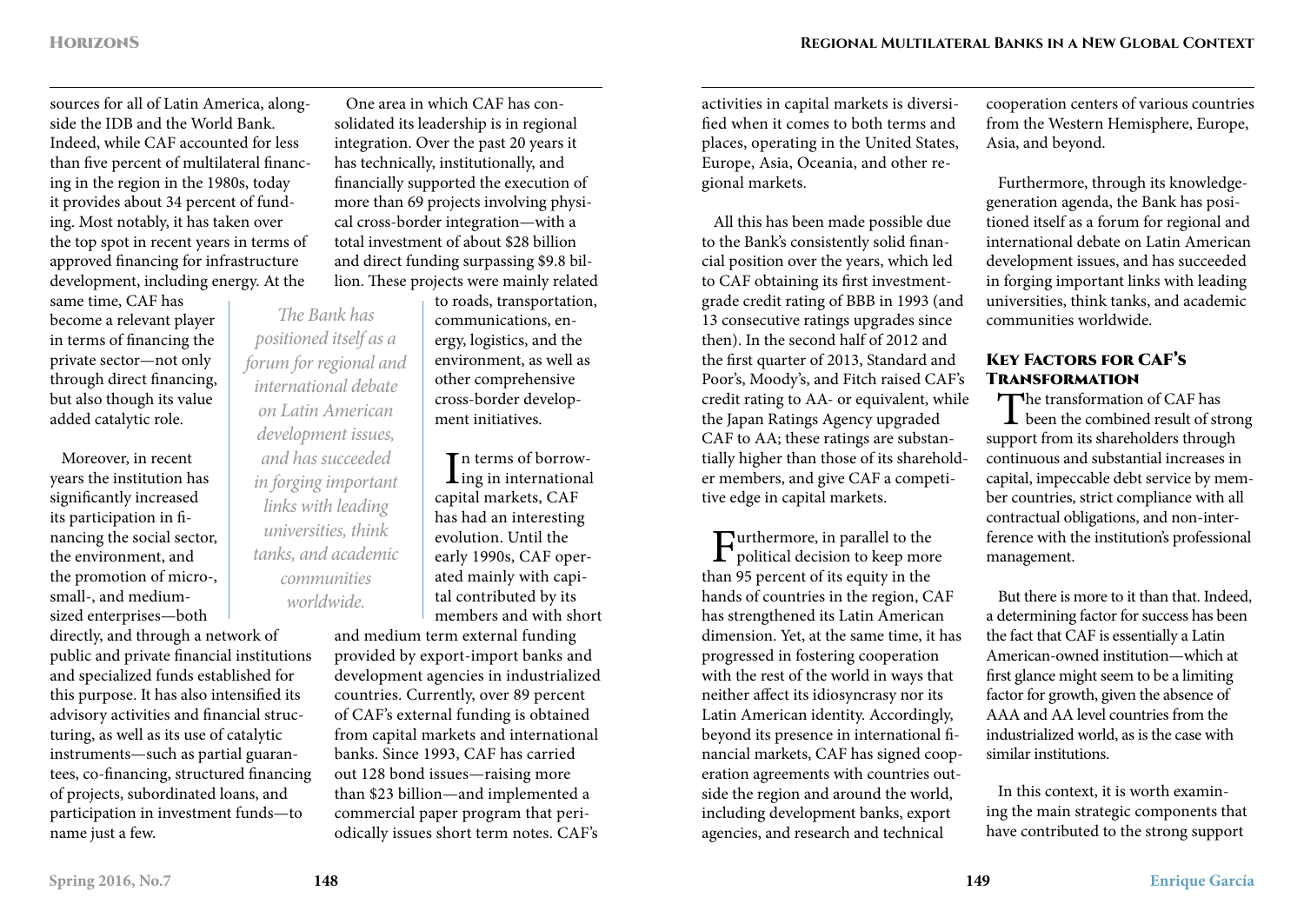sources for all of Latin America, alongside the IDB and the World Bank. Indeed, while CAF accounted for less than five percent of multilateral financing in the region in the 1980s, today it provides about 34 percent of funding. Most notably, it has taken over the top spot in recent years in terms of approved financing for infrastructure development, including energy. At the same time, CAF has become a relevant player in terms of financing the private sector—not only through direct financing, but also though its value added catalytic role.

Moreover, in recent years the institution has significantly increased its participation in financing the social sector, the environment, and the promotion of micro-, small-, and medium-sized enterprises—both directly, and through a network of public and private financial institutions and specialized funds established for this purpose. It has also intensified its advisory activities and financial structuring, as well as its use of catalytic instruments—such as partial guarantees, co-financing, structured financing of projects, subordinated loans, and participation in investment funds—to name just a few.

One area in which CAF has consolidated its leadership is in regional integration. Over the past 20 years it has technically, institutionally, and financially supported the execution of more than 69 projects involving physical cross-border integration—with a total investment of about $28 billion and direct funding surpassing $9.8 billion. These projects were mainly related to roads, transportation, communications, energy, logistics, and the environment, as well as other comprehensive cross-border development initiatives.

*The Bank has positioned itself as a forum for regional and international debate on Latin American development issues, and has succeeded in forging important links with leading universities, think tanks, and academic communities worldwide.*

In terms of borrowing in international capital markets, CAF has had an interesting evolution. Until the early 1990s, CAF operated mainly with capital contributed by its members and with short and medium term external funding provided by export-import banks and development agencies in industrialized countries. Currently, over 89 percent of CAF's external funding is obtained from capital markets and international banks. Since 1993, CAF has carried out 128 bond issues—raising more than $23 billion—and implemented a commercial paper program that periodically issues short term notes. CAF's activities in capital markets is diversified when it comes to both terms and places, operating in the United States, Europe, Asia, Oceania, and other regional markets.

All this has been made possible due to the Bank's consistently solid financial position over the years, which led to CAF obtaining its first investment-grade credit rating of BBB in 1993 (and 13 consecutive ratings upgrades since then). In the second half of 2012 and the first quarter of 2013, Standard and Poor's, Moody's, and Fitch raised CAF's credit rating to AA- or equivalent, while the Japan Ratings Agency upgraded CAF to AA; these ratings are substantially higher than those of its shareholder members, and give CAF a competitive edge in capital markets.

Furthermore, in parallel to the political decision to keep more than 95 percent of its equity in the hands of countries in the region, CAF has strengthened its Latin American dimension. Yet, at the same time, it has progressed in fostering cooperation with the rest of the world in ways that neither affect its idiosyncrasy nor its Latin American identity. Accordingly, beyond its presence in international financial markets, CAF has signed cooperation agreements with countries outside the region and around the world, including development banks, export agencies, and research and technical cooperation centers of various countries from the Western Hemisphere, Europe, Asia, and beyond.

Furthermore, through its knowledge-generation agenda, the Bank has positioned itself as a forum for regional and international debate on Latin American development issues, and has succeeded in forging important links with leading universities, think tanks, and academic communities worldwide.

## Key Factors for CAF's Transformation

The transformation of CAF has been the combined result of strong support from its shareholders through continuous and substantial increases in capital, impeccable debt service by member countries, strict compliance with all contractual obligations, and non-interference with the institution's professional management.

But there is more to it than that. Indeed, a determining factor for success has been the fact that CAF is essentially a Latin American-owned institution—which at first glance might seem to be a limiting factor for growth, given the absence of AAA and AA level countries from the industrialized world, as is the case with similar institutions.

In this context, it is worth examining the main strategic components that have contributed to the strong support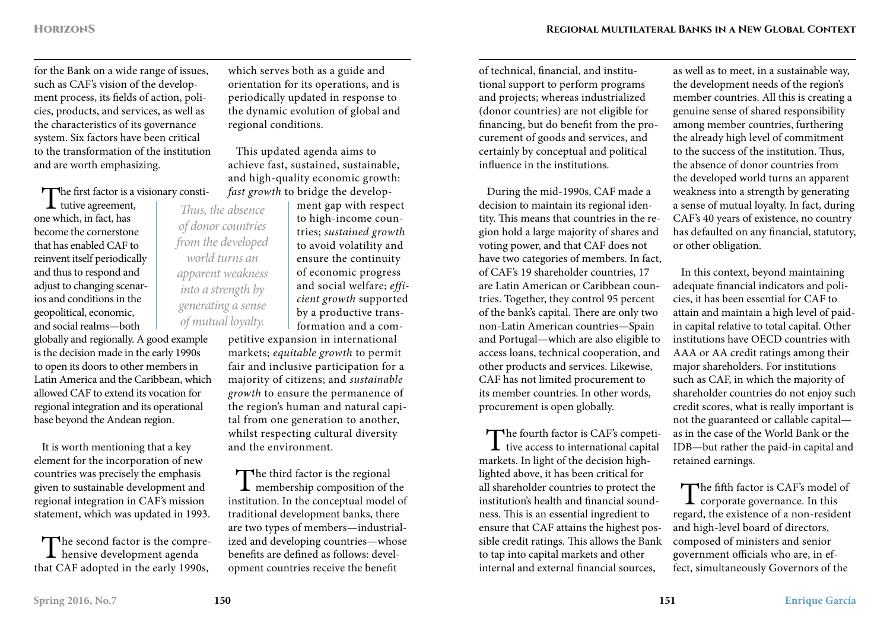for the Bank on a wide range of issues, such as CAF's vision of the development process, its fields of action, policies, products, and services, as well as the characteristics of its governance system. Six factors have been critical to the transformation of the institution and are worth emphasizing.

The first factor is a visionary constitutive agreement, one which, in fact, has become the cornerstone that has enabled CAF to reinvent itself periodically and thus to respond and adjust to changing scenarios and conditions in the geopolitical, economic, and social realms—both globally and regionally. A good example is the decision made in the early 1990s to open its doors to other members in Latin America and the Caribbean, which allowed CAF to extend its vocation for regional integration and its operational base beyond the Andean region.

It is worth mentioning that a key element for the incorporation of new countries was precisely the emphasis given to sustainable development and regional integration in CAF's mission statement, which was updated in 1993.

The second factor is the comprehensive development agenda that CAF adopted in the early 1990s, which serves both as a guide and orientation for its operations, and is periodically updated in response to the dynamic evolution of global and regional conditions.

This updated agenda aims to achieve fast, sustained, sustainable, and high-quality economic growth: *fast growth* to bridge the development gap with respect to high-income countries; *sustained growth* to avoid volatility and ensure the continuity of economic progress and social welfare; *efficient growth* supported by a productive transformation and a competitive expansion in international markets; *equitable growth* to permit fair and inclusive participation for a majority of citizens; and *sustainable growth* to ensure the permanence of the region's human and natural capital from one generation to another, whilst respecting cultural diversity and the environment.

*Thus, the absence of donor countries from the developed world turns an apparent weakness into a strength by generating a sense of mutual loyalty.*

The third factor is the regional membership composition of the institution. In the conceptual model of traditional development banks, there are two types of members—industrialized and developing countries—whose benefits are defined as follows: development countries receive the benefit of technical, financial, and institutional support to perform programs and projects; whereas industrialized (donor countries) are not eligible for financing, but do benefit from the procurement of goods and services, and certainly by conceptual and political influence in the institutions.

During the mid-1990s, CAF made a decision to maintain its regional identity. This means that countries in the region hold a large majority of shares and voting power, and that CAF does not have two categories of members. In fact, of CAF's 19 shareholder countries, 17 are Latin American or Caribbean countries. Together, they control 95 percent of the bank's capital. There are only two non-Latin American countries—Spain and Portugal—which are also eligible to access loans, technical cooperation, and other products and services. Likewise, CAF has not limited procurement to its member countries. In other words, procurement is open globally.

The fourth factor is CAF's competitive access to international capital markets. In light of the decision highlighted above, it has been critical for all shareholder countries to protect the institution's health and financial soundness. This is an essential ingredient to ensure that CAF attains the highest possible credit ratings. This allows the Bank to tap into capital markets and other internal and external financial sources, as well as to meet, in a sustainable way, the development needs of the region's member countries. All this is creating a genuine sense of shared responsibility among member countries, furthering the already high level of commitment to the success of the institution. Thus, the absence of donor countries from the developed world turns an apparent weakness into a strength by generating a sense of mutual loyalty. In fact, during CAF's 40 years of existence, no country has defaulted on any financial, statutory, or other obligation.

In this context, beyond maintaining adequate financial indicators and policies, it has been essential for CAF to attain and maintain a high level of paid-in capital relative to total capital. Other institutions have OECD countries with AAA or AA credit ratings among their major shareholders. For institutions such as CAF, in which the majority of shareholder countries do not enjoy such credit scores, what is really important is not the guaranteed or callable capital—as in the case of the World Bank or the IDB—but rather the paid-in capital and retained earnings.

The fifth factor is CAF's model of corporate governance. In this regard, the existence of a non-resident and high-level board of directors, composed of ministers and senior government officials who are, in effect, simultaneously Governors of the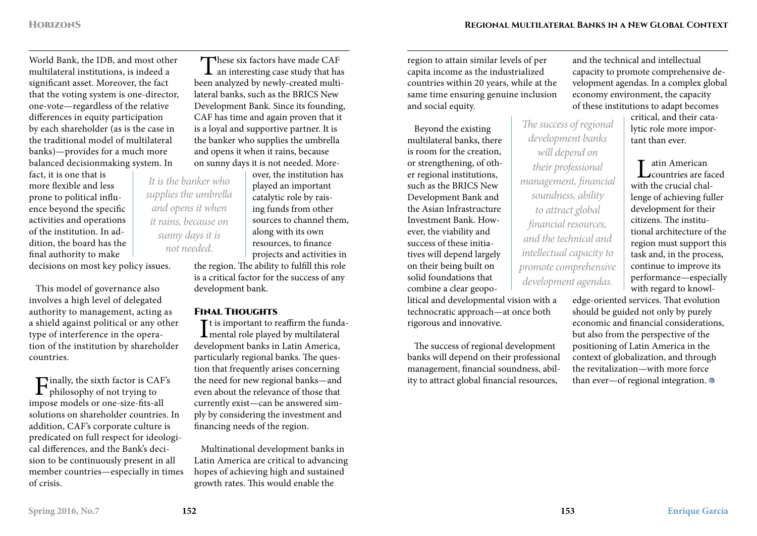World Bank, the IDB, and most other multilateral institutions, is indeed a significant asset. Moreover, the fact that the voting system is one-director, one-vote—regardless of the relative differences in equity participation by each shareholder (as is the case in the traditional model of multilateral banks)—provides for a much more balanced decisionmaking system. In fact, it is one that is more flexible and less prone to political influence beyond the specific activities and operations of the institution. In addition, the board has the final authority to make decisions on most key policy issues.

> *It is the banker who supplies the umbrella and opens it when it rains, because on sunny days it is not needed.*

This model of governance also involves a high level of delegated authority to management, acting as a shield against political or any other type of interference in the operation of the institution by shareholder countries.

Finally, the sixth factor is CAF's philosophy of not trying to impose models or one-size-fits-all solutions on shareholder countries. In addition, CAF's corporate culture is predicated on full respect for ideological differences, and the Bank's decision to be continuously present in all member countries—especially in times of crisis.

These six factors have made CAF an interesting case study that has been analyzed by newly-created multilateral banks, such as the BRICS New Development Bank. Since its founding, CAF has time and again proven that it is a loyal and supportive partner. It is the banker who supplies the umbrella and opens it when it rains, because on sunny days it is not needed. Moreover, the institution has played an important catalytic role by raising funds from other sources to channel them, along with its own resources, to finance projects and activities in the region. The ability to fulfill this role is a critical factor for the success of any development bank.

## Final Thoughts

It is important to reaffirm the fundamental role played by multilateral development banks in Latin America, particularly regional banks. The question that frequently arises concerning the need for new regional banks—and even about the relevance of those that currently exist—can be answered simply by considering the investment and financing needs of the region.

Multinational development banks in Latin America are critical to advancing hopes of achieving high and sustained growth rates. This would enable the region to attain similar levels of per capita income as the industrialized countries within 20 years, while at the same time ensuring genuine inclusion and social equity.

Beyond the existing multilateral banks, there is room for the creation, or strengthening, of other regional institutions, such as the BRICS New Development Bank and the Asian Infrastructure Investment Bank. However, the viability and success of these initiatives will depend largely on their being built on solid foundations that combine a clear geopolitical and developmental vision with a technocratic approach—at once both rigorous and innovative.

> *The success of regional development banks will depend on their professional management, financial soundness, ability to attract global financial resources, and the technical and intellectual capacity to promote comprehensive development agendas.*

The success of regional development banks will depend on their professional management, financial soundness, ability to attract global financial resources, and the technical and intellectual capacity to promote comprehensive development agendas. In a complex global economy environment, the capacity of these institutions to adapt becomes critical, and their catalytic role more important than ever.

Latin American countries are faced with the crucial challenge of achieving fuller development for their citizens. The institutional architecture of the region must support this task and, in the process, continue to improve its performance—especially with regard to knowledge-oriented services. That evolution should be guided not only by purely economic and financial considerations, but also from the perspective of the positioning of Latin America in the context of globalization, and through the revitalization—with more force than ever—of regional integration.